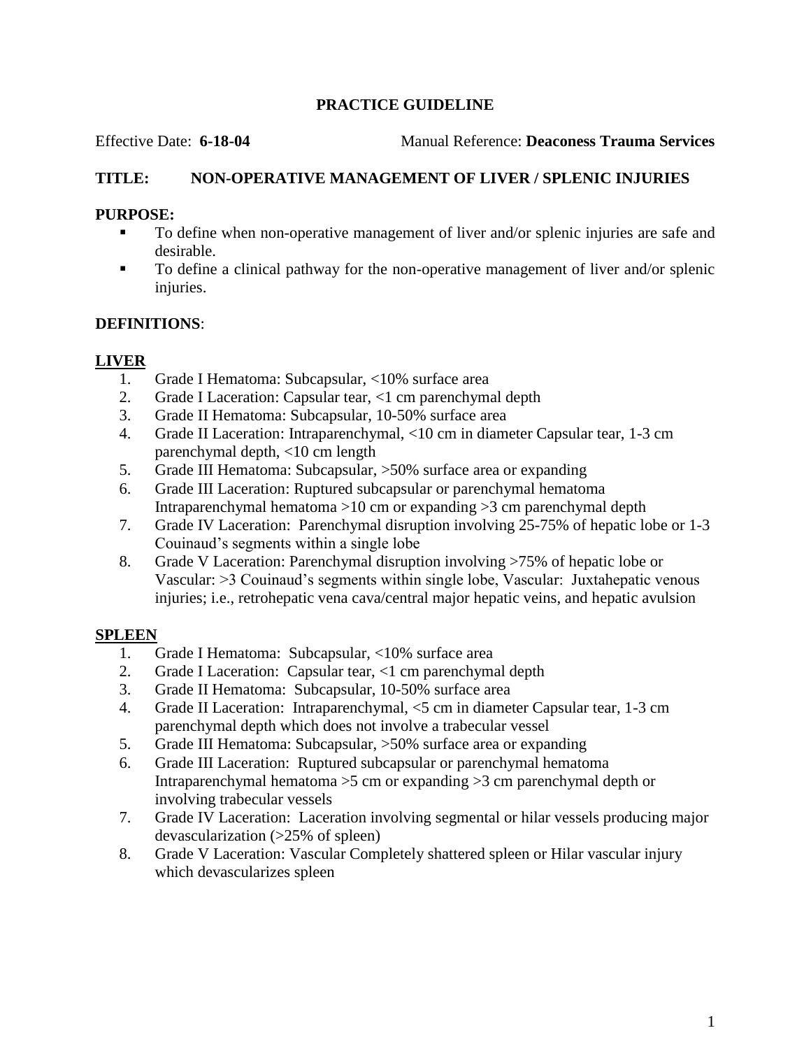**PRACTICE GUIDELINE**

Effective Date: **6-18-04** Manual Reference: **Deaconess Trauma Services**

**TITLE: NON-OPERATIVE MANAGEMENT OF LIVER / SPLENIC INJURIES**

**PURPOSE:**

- To define when non-operative management of liver and/or splenic injuries are safe and desirable.
- To define a clinical pathway for the non-operative management of liver and/or splenic injuries.

**DEFINITIONS**:

**LIVER**

1. Grade I Hematoma: Subcapsular, <10% surface area
2. Grade I Laceration: Capsular tear, <1 cm parenchymal depth
3. Grade II Hematoma: Subcapsular, 10-50% surface area
4. Grade II Laceration: Intraparenchymal, <10 cm in diameter Capsular tear, 1-3 cm parenchymal depth, <10 cm length
5. Grade III Hematoma: Subcapsular, >50% surface area or expanding
6. Grade III Laceration: Ruptured subcapsular or parenchymal hematoma Intraparenchymal hematoma >10 cm or expanding >3 cm parenchymal depth
7. Grade IV Laceration: Parenchymal disruption involving 25-75% of hepatic lobe or 1-3 Couinaud's segments within a single lobe
8. Grade V Laceration: Parenchymal disruption involving >75% of hepatic lobe or Vascular: >3 Couinaud's segments within single lobe, Vascular: Juxtahepatic venous injuries; i.e., retrohepatic vena cava/central major hepatic veins, and hepatic avulsion

**SPLEEN**

1. Grade I Hematoma: Subcapsular, <10% surface area
2. Grade I Laceration: Capsular tear, <1 cm parenchymal depth
3. Grade II Hematoma: Subcapsular, 10-50% surface area
4. Grade II Laceration: Intraparenchymal, <5 cm in diameter Capsular tear, 1-3 cm parenchymal depth which does not involve a trabecular vessel
5. Grade III Hematoma: Subcapsular, >50% surface area or expanding
6. Grade III Laceration: Ruptured subcapsular or parenchymal hematoma Intraparenchymal hematoma >5 cm or expanding >3 cm parenchymal depth or involving trabecular vessels
7. Grade IV Laceration: Laceration involving segmental or hilar vessels producing major devascularization (>25% of spleen)
8. Grade V Laceration: Vascular Completely shattered spleen or Hilar vascular injury which devascularizes spleen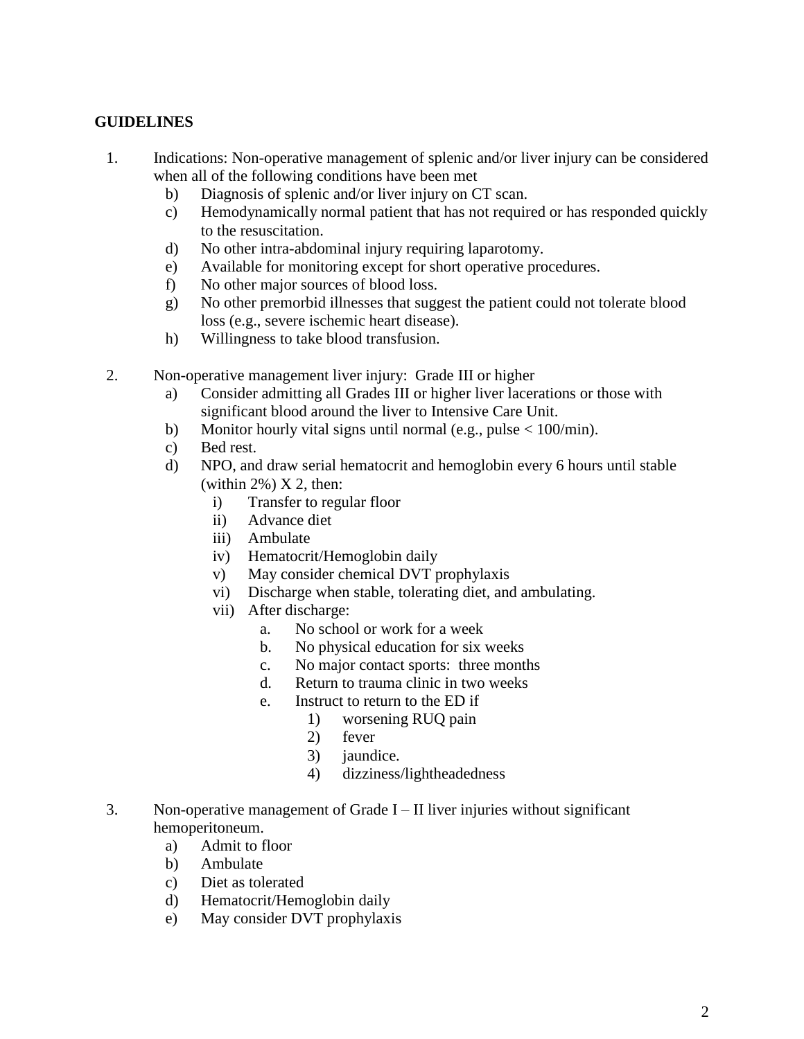**GUIDELINES**

1. Indications: Non-operative management of splenic and/or liver injury can be considered when all of the following conditions have been met
   - b) Diagnosis of splenic and/or liver injury on CT scan.
   - c) Hemodynamically normal patient that has not required or has responded quickly to the resuscitation.
   - d) No other intra-abdominal injury requiring laparotomy.
   - e) Available for monitoring except for short operative procedures.
   - f) No other major sources of blood loss.
   - g) No other premorbid illnesses that suggest the patient could not tolerate blood loss (e.g., severe ischemic heart disease).
   - h) Willingness to take blood transfusion.

2. Non-operative management liver injury: Grade III or higher
   - a) Consider admitting all Grades III or higher liver lacerations or those with significant blood around the liver to Intensive Care Unit.
   - b) Monitor hourly vital signs until normal (e.g., pulse < 100/min).
   - c) Bed rest.
   - d) NPO, and draw serial hematocrit and hemoglobin every 6 hours until stable (within 2%) X 2, then:
     - i) Transfer to regular floor
     - ii) Advance diet
     - iii) Ambulate
     - iv) Hematocrit/Hemoglobin daily
     - v) May consider chemical DVT prophylaxis
     - vi) Discharge when stable, tolerating diet, and ambulating.
     - vii) After discharge:
       - a. No school or work for a week
       - b. No physical education for six weeks
       - c. No major contact sports: three months
       - d. Return to trauma clinic in two weeks
       - e. Instruct to return to the ED if
         - 1) worsening RUQ pain
         - 2) fever
         - 3) jaundice.
         - 4) dizziness/lightheadedness

3. Non-operative management of Grade I – II liver injuries without significant hemoperitoneum.
   - a) Admit to floor
   - b) Ambulate
   - c) Diet as tolerated
   - d) Hematocrit/Hemoglobin daily
   - e) May consider DVT prophylaxis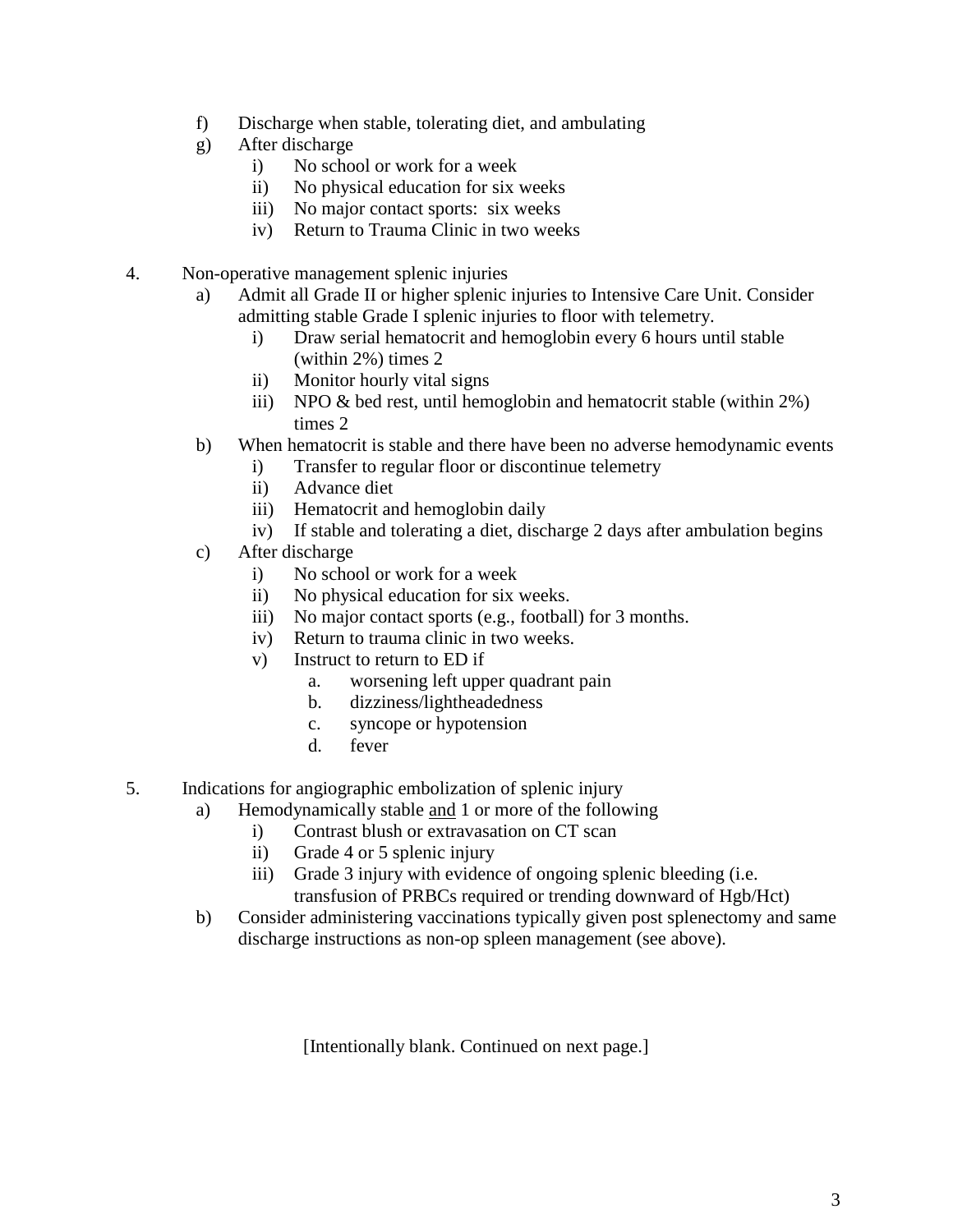f) Discharge when stable, tolerating diet, and ambulating

g) After discharge

   i) No school or work for a week
   
   ii) No physical education for six weeks
   
   iii) No major contact sports:  six weeks
   
   iv) Return to Trauma Clinic in two weeks

4. Non-operative management splenic injuries

   a) Admit all Grade II or higher splenic injuries to Intensive Care Unit. Consider admitting stable Grade I splenic injuries to floor with telemetry.
   
      i) Draw serial hematocrit and hemoglobin every 6 hours until stable (within 2%) times 2
      
      ii) Monitor hourly vital signs
      
      iii) NPO & bed rest, until hemoglobin and hematocrit stable (within 2%) times 2
   
   b) When hematocrit is stable and there have been no adverse hemodynamic events
   
      i) Transfer to regular floor or discontinue telemetry
      
      ii) Advance diet
      
      iii) Hematocrit and hemoglobin daily
      
      iv) If stable and tolerating a diet, discharge 2 days after ambulation begins
   
   c) After discharge
   
      i) No school or work for a week
      
      ii) No physical education for six weeks.
      
      iii) No major contact sports (e.g., football) for 3 months.
      
      iv) Return to trauma clinic in two weeks.
      
      v) Instruct to return to ED if
      
         a. worsening left upper quadrant pain
         
         b. dizziness/lightheadedness
         
         c. syncope or hypotension
         
         d. fever

5. Indications for angiographic embolization of splenic injury

   a) Hemodynamically stable <u>and</u> 1 or more of the following
   
      i) Contrast blush or extravasation on CT scan
      
      ii) Grade 4 or 5 splenic injury
      
      iii) Grade 3 injury with evidence of ongoing splenic bleeding (i.e. transfusion of PRBCs required or trending downward of Hgb/Hct)
   
   b) Consider administering vaccinations typically given post splenectomy and same discharge instructions as non-op spleen management (see above).

[Intentionally blank. Continued on next page.]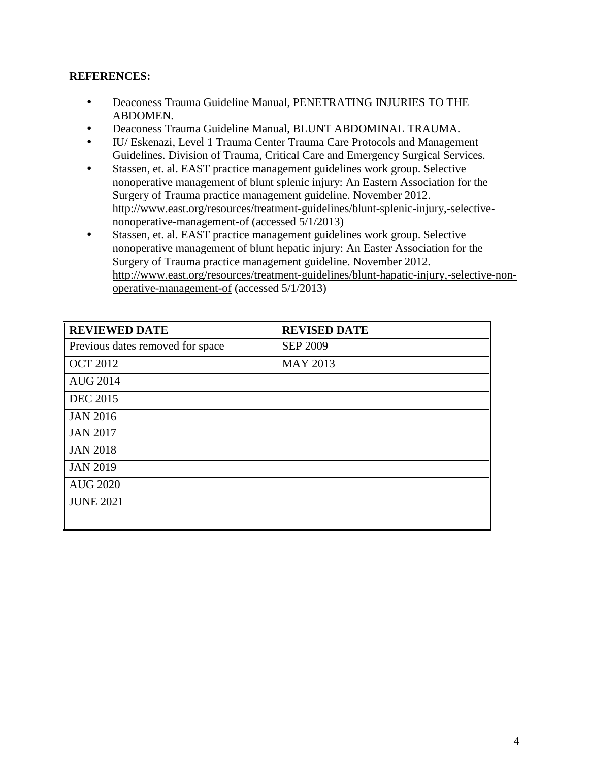**REFERENCES:**

- Deaconess Trauma Guideline Manual, PENETRATING INJURIES TO THE ABDOMEN.
- Deaconess Trauma Guideline Manual, BLUNT ABDOMINAL TRAUMA.
- IU/ Eskenazi, Level 1 Trauma Center Trauma Care Protocols and Management Guidelines. Division of Trauma, Critical Care and Emergency Surgical Services.
- Stassen, et. al. EAST practice management guidelines work group. Selective nonoperative management of blunt splenic injury: An Eastern Association for the Surgery of Trauma practice management guideline. November 2012. http://www.east.org/resources/treatment-guidelines/blunt-splenic-injury,-selective-nonoperative-management-of (accessed 5/1/2013)
- Stassen, et. al. EAST practice management guidelines work group. Selective nonoperative management of blunt hepatic injury: An Easter Association for the Surgery of Trauma practice management guideline. November 2012. http://www.east.org/resources/treatment-guidelines/blunt-hapatic-injury,-selective-non-operative-management-of (accessed 5/1/2013)

| REVIEWED DATE | REVISED DATE |
|---|---|
| Previous dates removed for space | SEP 2009 |
| OCT 2012 | MAY 2013 |
| AUG 2014 | |
| DEC 2015 | |
| JAN 2016 | |
| JAN 2017 | |
| JAN 2018 | |
| JAN 2019 | |
| AUG 2020 | |
| JUNE 2021 | |
| | |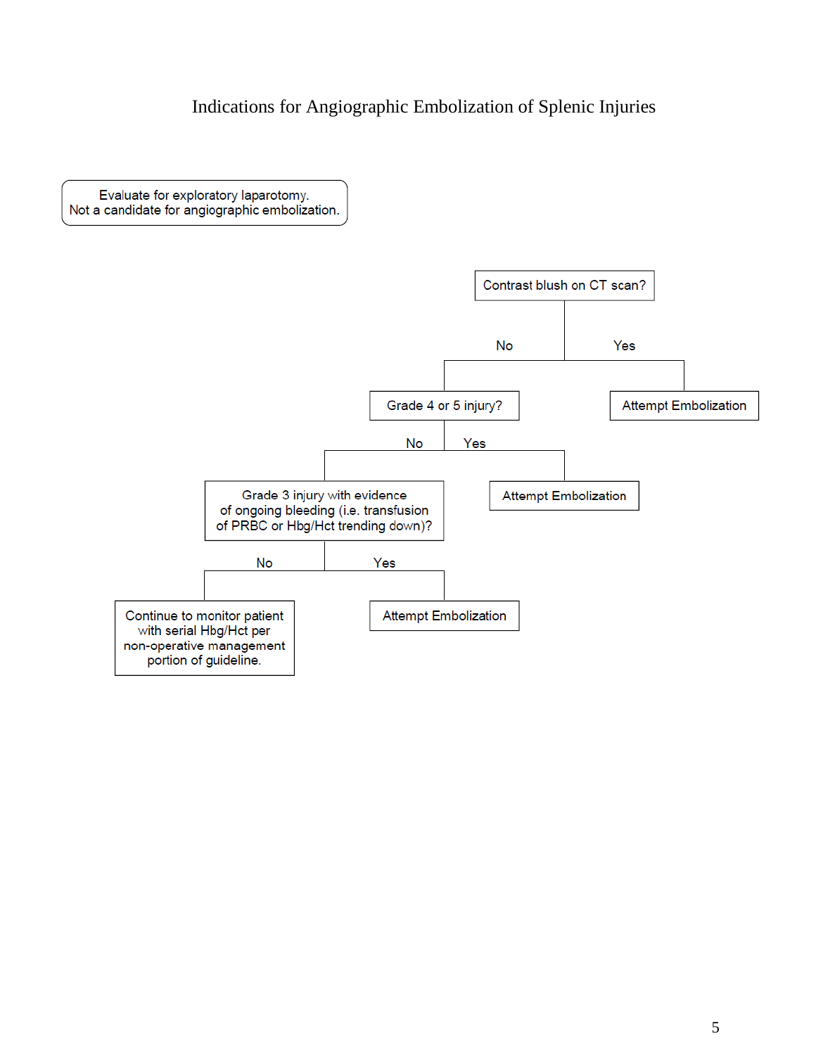# Indications for Angiographic Embolization of Splenic Injuries

Evaluate for exploratory laparotomy.
Not a candidate for angiographic embolization.

Contrast blush on CT scan?

No

Yes

Grade 4 or 5 injury?

Attempt Embolization

No

Yes

Grade 3 injury with evidence of ongoing bleeding (i.e. transfusion of PRBC or Hbg/Hct trending down)?

Attempt Embolization

No

Yes

Continue to monitor patient with serial Hbg/Hct per non-operative management portion of guideline.

Attempt Embolization